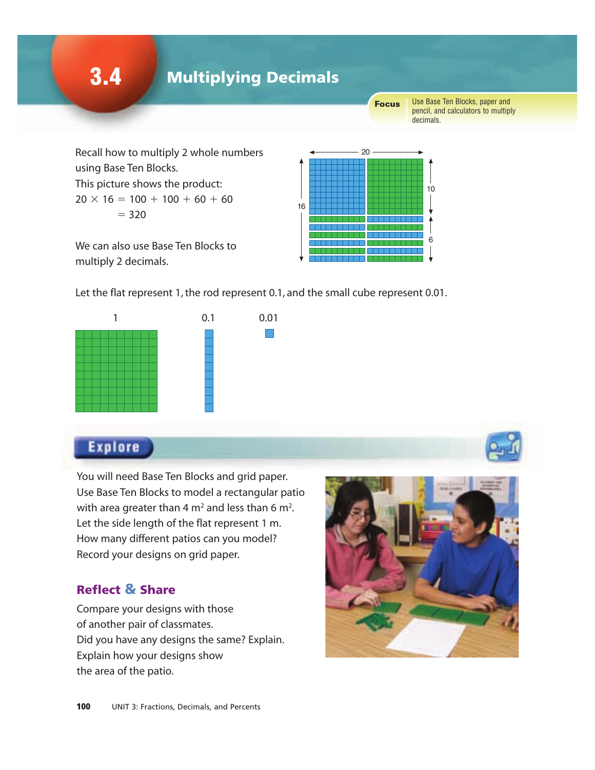# 3.4 Multiplying Decimals

**Focus** Use Base Ten Blocks, paper and pencil, and calculators to multiply decimals.

Recall how to multiply 2 whole numbers using Base Ten Blocks.
This picture shows the product:

$20 \times 16 = 100 + 100 + 60 + 60$
$= 320$

We can also use Base Ten Blocks to multiply 2 decimals.

Let the flat represent 1, the rod represent 0.1, and the small cube represent 0.01.

## Explore

You will need Base Ten Blocks and grid paper.
Use Base Ten Blocks to model a rectangular patio with area greater than 4 $m^2$ and less than 6 $m^2$.
Let the side length of the flat represent 1 m.
How many different patios can you model?
Record your designs on grid paper.

### Reflect & Share

Compare your designs with those of another pair of classmates.
Did you have any designs the same? Explain.
Explain how your designs show the area of the patio.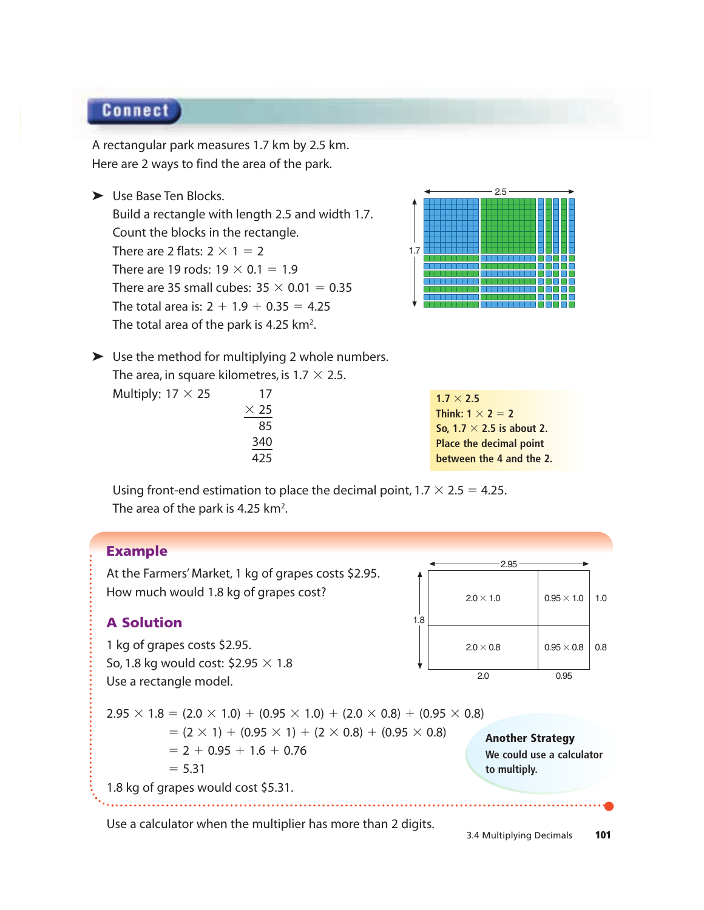## Connect

A rectangular park measures 1.7 km by 2.5 km.
Here are 2 ways to find the area of the park.

➤ Use Base Ten Blocks.
Build a rectangle with length 2.5 and width 1.7.
Count the blocks in the rectangle.
There are 2 flats: $2 \times 1 = 2$
There are 19 rods: $19 \times 0.1 = 1.9$
There are 35 small cubes: $35 \times 0.01 = 0.35$
The total area is: $2 + 1.9 + 0.35 = 4.25$
The total area of the park is 4.25 $km^2$.

➤ Use the method for multiplying 2 whole numbers.
The area, in square kilometres, is $1.7 \times 2.5$.
Multiply: $17 \times 25$

```
   17
 × 25
   85
  340
  425
```

**$1.7 \times 2.5$**
**Think: $1 \times 2 = 2$**
**So, $1.7 \times 2.5$ is about 2.**
**Place the decimal point between the 4 and the 2.**

Using front-end estimation to place the decimal point, $1.7 \times 2.5 = 4.25$.
The area of the park is 4.25 $km^2$.

### Example

At the Farmers' Market, 1 kg of grapes costs \$2.95.
How much would 1.8 kg of grapes cost?

### A Solution

1 kg of grapes costs \$2.95.
So, 1.8 kg would cost: $\$2.95 \times 1.8$
Use a rectangle model.

| | 2.0 | 0.95 |
|---|---|---|
| 1.0 | $2.0 \times 1.0$ | $0.95 \times 1.0$ |
| 0.8 | $2.0 \times 0.8$ | $0.95 \times 0.8$ |

$$
\begin{aligned}
2.95 \times 1.8 &= (2.0 \times 1.0) + (0.95 \times 1.0) + (2.0 \times 0.8) + (0.95 \times 0.8) \\
&= (2 \times 1) + (0.95 \times 1) + (2 \times 0.8) + (0.95 \times 0.8) \\
&= 2 + 0.95 + 1.6 + 0.76 \\
&= 5.31
\end{aligned}
$$

1.8 kg of grapes would cost \$5.31.

**Another Strategy**
**We could use a calculator to multiply.**

Use a calculator when the multiplier has more than 2 digits.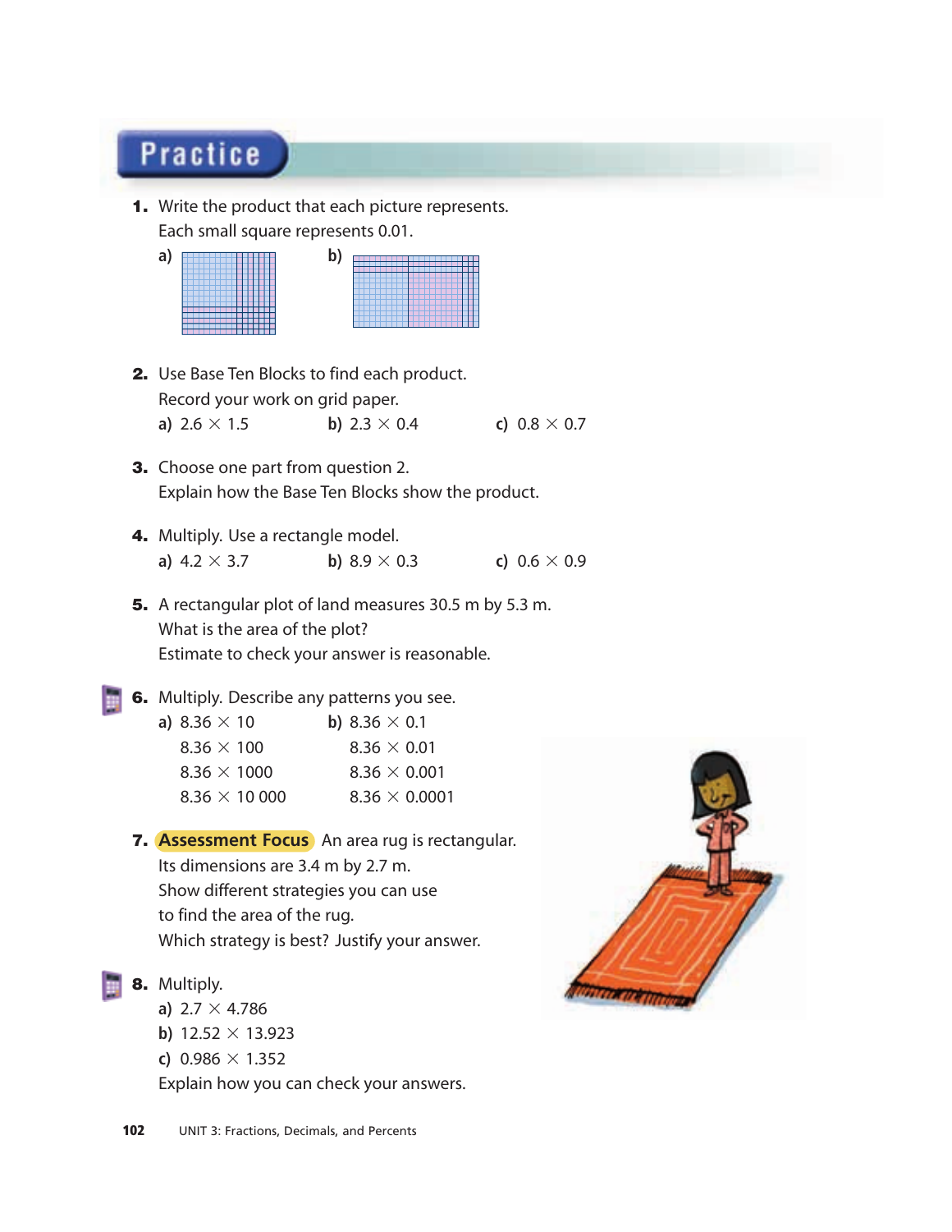## Practice

1. Write the product that each picture represents.
   Each small square represents 0.01.
   a)
   b)

2. Use Base Ten Blocks to find each product.
   Record your work on grid paper.
   a) $2.6 \times 1.5$  b) $2.3 \times 0.4$  c) $0.8 \times 0.7$

3. Choose one part from question 2.
   Explain how the Base Ten Blocks show the product.

4. Multiply. Use a rectangle model.
   a) $4.2 \times 3.7$  b) $8.9 \times 0.3$  c) $0.6 \times 0.9$

5. A rectangular plot of land measures 30.5 m by 5.3 m.
   What is the area of the plot?
   Estimate to check your answer is reasonable.

6. Multiply. Describe any patterns you see.
   a) $8.36 \times 10$
      $8.36 \times 100$
      $8.36 \times 1000$
      $8.36 \times 10\,000$
   b) $8.36 \times 0.1$
      $8.36 \times 0.01$
      $8.36 \times 0.001$
      $8.36 \times 0.0001$

7. **Assessment Focus** An area rug is rectangular.
   Its dimensions are 3.4 m by 2.7 m.
   Show different strategies you can use to find the area of the rug.
   Which strategy is best? Justify your answer.

8. Multiply.
   a) $2.7 \times 4.786$
   b) $12.52 \times 13.923$
   c) $0.986 \times 1.352$
   Explain how you can check your answers.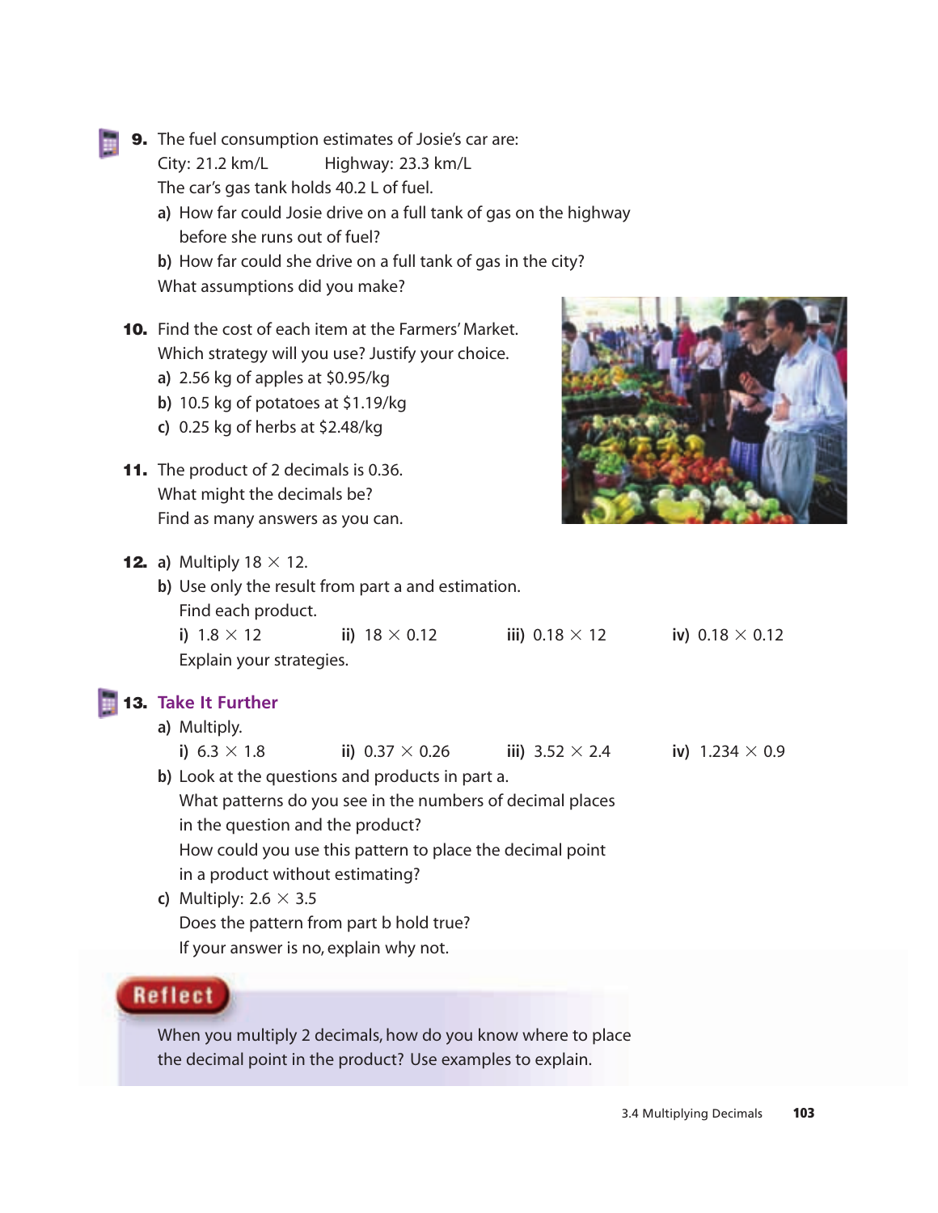9. The fuel consumption estimates of Josie's car are:
   City: 21.2 km/L   Highway: 23.3 km/L
   The car's gas tank holds 40.2 L of fuel.
   a) How far could Josie drive on a full tank of gas on the highway before she runs out of fuel?
   b) How far could she drive on a full tank of gas in the city?
   What assumptions did you make?

10. Find the cost of each item at the Farmers' Market.
    Which strategy will you use? Justify your choice.
    a) 2.56 kg of apples at \$0.95/kg
    b) 10.5 kg of potatoes at \$1.19/kg
    c) 0.25 kg of herbs at \$2.48/kg

11. The product of 2 decimals is 0.36.
    What might the decimals be?
    Find as many answers as you can.

12. a) Multiply $18 \times 12$.
    b) Use only the result from part a and estimation.
    Find each product.
    i) $1.8 \times 12$   ii) $18 \times 0.12$   iii) $0.18 \times 12$   iv) $0.18 \times 0.12$
    Explain your strategies.

13. **Take It Further**
    a) Multiply.
    i) $6.3 \times 1.8$   ii) $0.37 \times 0.26$   iii) $3.52 \times 2.4$   iv) $1.234 \times 0.9$
    b) Look at the questions and products in part a.
    What patterns do you see in the numbers of decimal places in the question and the product?
    How could you use this pattern to place the decimal point in a product without estimating?
    c) Multiply: $2.6 \times 3.5$
    Does the pattern from part b hold true?
    If your answer is no, explain why not.

**Reflect**

When you multiply 2 decimals, how do you know where to place the decimal point in the product? Use examples to explain.